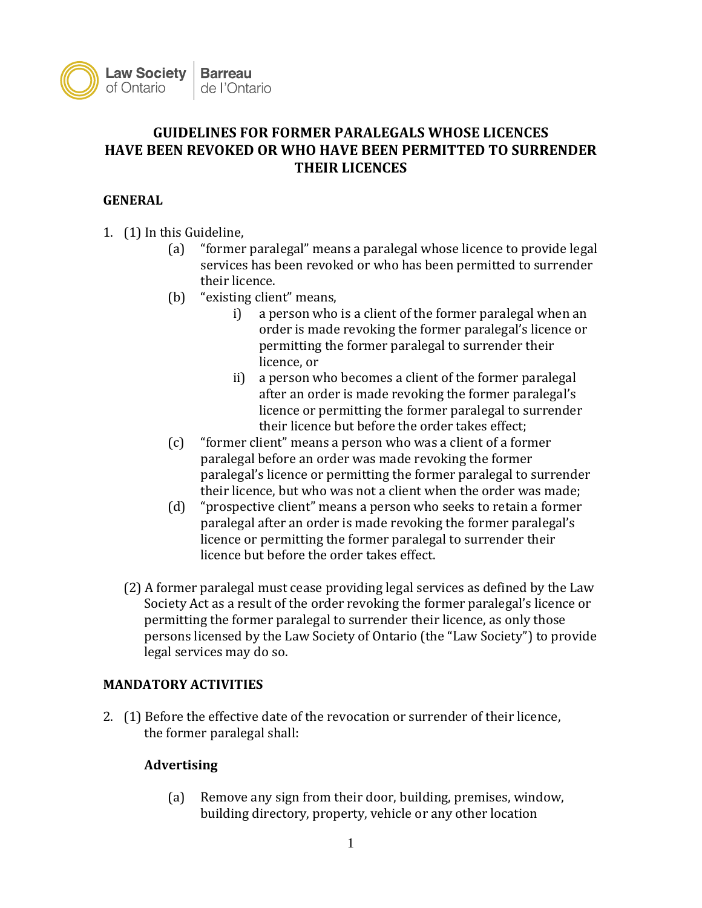Law Society of Ontario | Barreau de l'Ontario

# GUIDELINES FOR FORMER PARALEGALS WHOSE LICENCES HAVE BEEN REVOKED OR WHO HAVE BEEN PERMITTED TO SURRENDER THEIR LICENCES

## GENERAL

1. (1) In this Guideline,
   - (a) "former paralegal" means a paralegal whose licence to provide legal services has been revoked or who has been permitted to surrender their licence.
   - (b) "existing client" means,
     - i) a person who is a client of the former paralegal when an order is made revoking the former paralegal's licence or permitting the former paralegal to surrender their licence, or
     - ii) a person who becomes a client of the former paralegal after an order is made revoking the former paralegal's licence or permitting the former paralegal to surrender their licence but before the order takes effect;
   - (c) "former client" means a person who was a client of a former paralegal before an order was made revoking the former paralegal's licence or permitting the former paralegal to surrender their licence, but who was not a client when the order was made;
   - (d) "prospective client" means a person who seeks to retain a former paralegal after an order is made revoking the former paralegal's licence or permitting the former paralegal to surrender their licence but before the order takes effect.

   (2) A former paralegal must cease providing legal services as defined by the Law Society Act as a result of the order revoking the former paralegal's licence or permitting the former paralegal to surrender their licence, as only those persons licensed by the Law Society of Ontario (the "Law Society") to provide legal services may do so.

## MANDATORY ACTIVITIES

2. (1) Before the effective date of the revocation or surrender of their licence, the former paralegal shall:

### Advertising

   - (a) Remove any sign from their door, building, premises, window, building directory, property, vehicle or any other location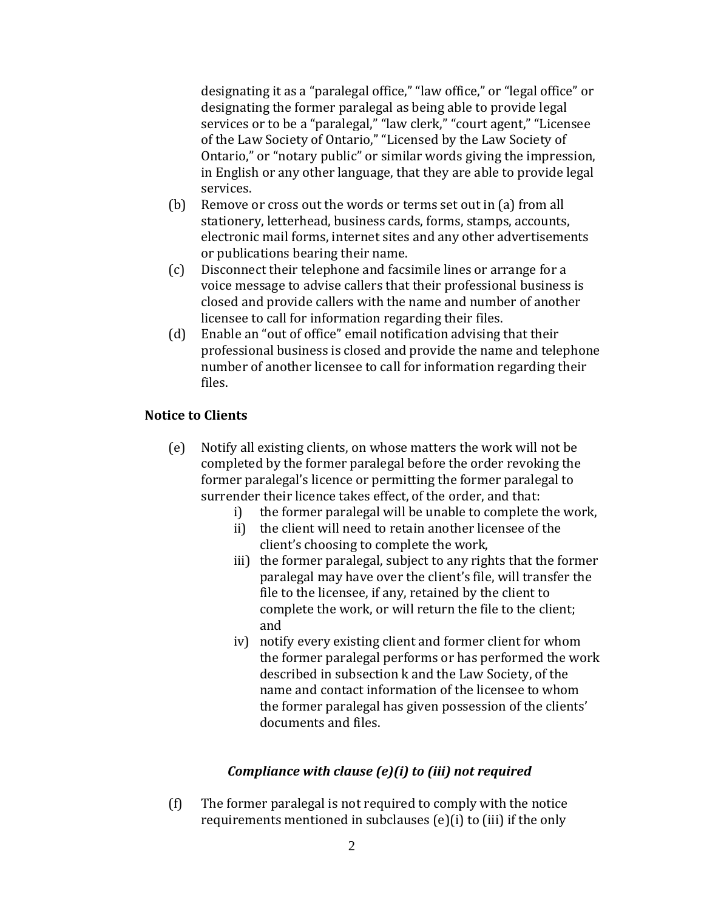designating it as a "paralegal office," "law office," or "legal office" or designating the former paralegal as being able to provide legal services or to be a "paralegal," "law clerk," "court agent," "Licensee of the Law Society of Ontario," "Licensed by the Law Society of Ontario," or "notary public" or similar words giving the impression, in English or any other language, that they are able to provide legal services.

(b) Remove or cross out the words or terms set out in (a) from all stationery, letterhead, business cards, forms, stamps, accounts, electronic mail forms, internet sites and any other advertisements or publications bearing their name.

(c) Disconnect their telephone and facsimile lines or arrange for a voice message to advise callers that their professional business is closed and provide callers with the name and number of another licensee to call for information regarding their files.

(d) Enable an "out of office" email notification advising that their professional business is closed and provide the name and telephone number of another licensee to call for information regarding their files.

**Notice to Clients**

(e) Notify all existing clients, on whose matters the work will not be completed by the former paralegal before the order revoking the former paralegal's licence or permitting the former paralegal to surrender their licence takes effect, of the order, and that:

i) the former paralegal will be unable to complete the work,

ii) the client will need to retain another licensee of the client's choosing to complete the work,

iii) the former paralegal, subject to any rights that the former paralegal may have over the client's file, will transfer the file to the licensee, if any, retained by the client to complete the work, or will return the file to the client; and

iv) notify every existing client and former client for whom the former paralegal performs or has performed the work described in subsection k and the Law Society, of the name and contact information of the licensee to whom the former paralegal has given possession of the clients' documents and files.

***Compliance with clause (e)(i) to (iii) not required***

(f) The former paralegal is not required to comply with the notice requirements mentioned in subclauses (e)(i) to (iii) if the only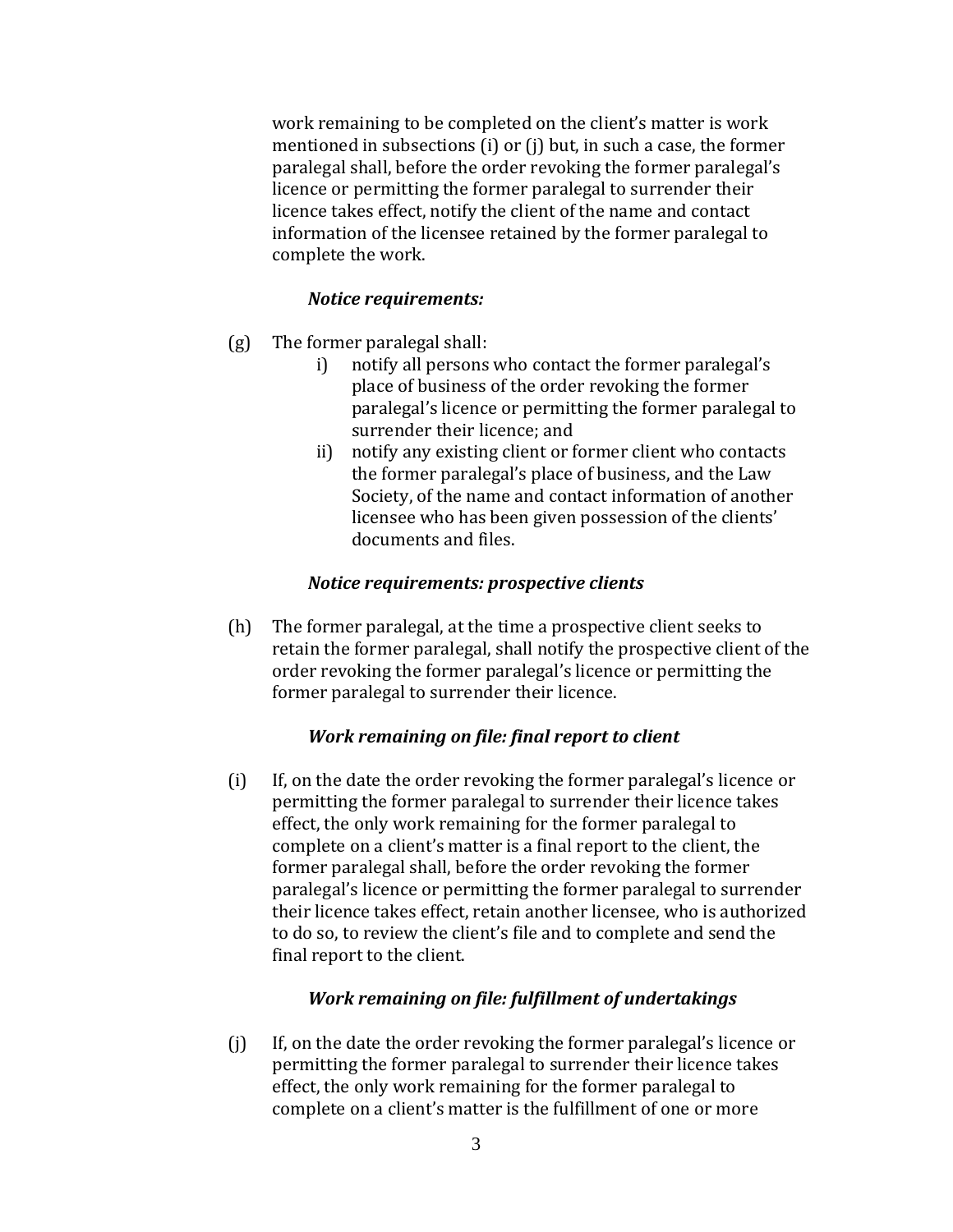work remaining to be completed on the client's matter is work mentioned in subsections (i) or (j) but, in such a case, the former paralegal shall, before the order revoking the former paralegal's licence or permitting the former paralegal to surrender their licence takes effect, notify the client of the name and contact information of the licensee retained by the former paralegal to complete the work.

***Notice requirements:***

(g) The former paralegal shall:

i) notify all persons who contact the former paralegal's place of business of the order revoking the former paralegal's licence or permitting the former paralegal to surrender their licence; and

ii) notify any existing client or former client who contacts the former paralegal's place of business, and the Law Society, of the name and contact information of another licensee who has been given possession of the clients' documents and files.

***Notice requirements: prospective clients***

(h) The former paralegal, at the time a prospective client seeks to retain the former paralegal, shall notify the prospective client of the order revoking the former paralegal's licence or permitting the former paralegal to surrender their licence.

***Work remaining on file: final report to client***

(i) If, on the date the order revoking the former paralegal's licence or permitting the former paralegal to surrender their licence takes effect, the only work remaining for the former paralegal to complete on a client's matter is a final report to the client, the former paralegal shall, before the order revoking the former paralegal's licence or permitting the former paralegal to surrender their licence takes effect, retain another licensee, who is authorized to do so, to review the client's file and to complete and send the final report to the client.

***Work remaining on file: fulfillment of undertakings***

(j) If, on the date the order revoking the former paralegal's licence or permitting the former paralegal to surrender their licence takes effect, the only work remaining for the former paralegal to complete on a client's matter is the fulfillment of one or more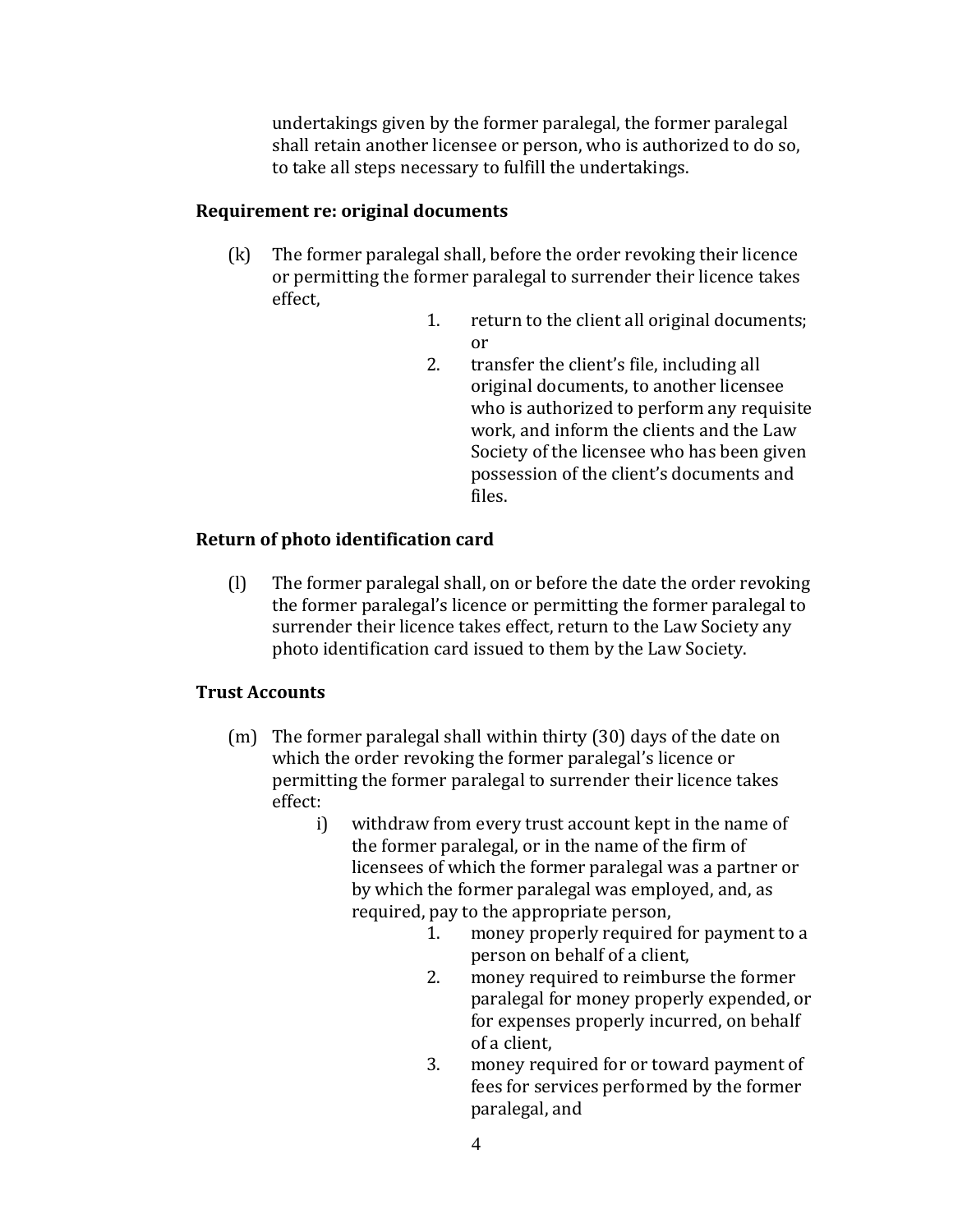undertakings given by the former paralegal, the former paralegal shall retain another licensee or person, who is authorized to do so, to take all steps necessary to fulfill the undertakings.

**Requirement re: original documents**

(k) The former paralegal shall, before the order revoking their licence or permitting the former paralegal to surrender their licence takes effect,

1. return to the client all original documents; or
2. transfer the client's file, including all original documents, to another licensee who is authorized to perform any requisite work, and inform the clients and the Law Society of the licensee who has been given possession of the client's documents and files.

**Return of photo identification card**

(l) The former paralegal shall, on or before the date the order revoking the former paralegal's licence or permitting the former paralegal to surrender their licence takes effect, return to the Law Society any photo identification card issued to them by the Law Society.

**Trust Accounts**

(m) The former paralegal shall within thirty (30) days of the date on which the order revoking the former paralegal's licence or permitting the former paralegal to surrender their licence takes effect:

i) withdraw from every trust account kept in the name of the former paralegal, or in the name of the firm of licensees of which the former paralegal was a partner or by which the former paralegal was employed, and, as required, pay to the appropriate person,

1. money properly required for payment to a person on behalf of a client,
2. money required to reimburse the former paralegal for money properly expended, or for expenses properly incurred, on behalf of a client,
3. money required for or toward payment of fees for services performed by the former paralegal, and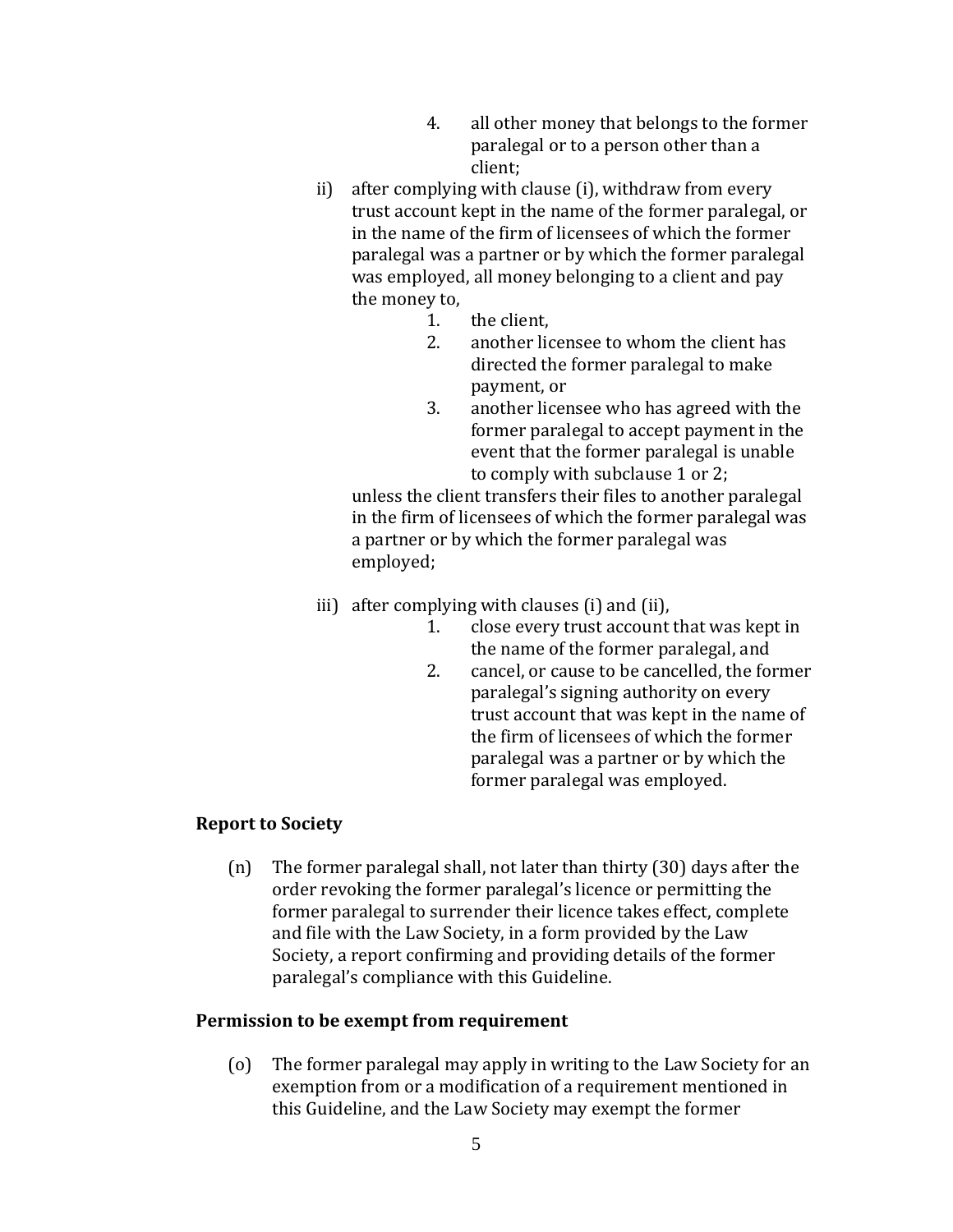4. all other money that belongs to the former paralegal or to a person other than a client;

ii) after complying with clause (i), withdraw from every trust account kept in the name of the former paralegal, or in the name of the firm of licensees of which the former paralegal was a partner or by which the former paralegal was employed, all money belonging to a client and pay the money to,

   1. the client,
   2. another licensee to whom the client has directed the former paralegal to make payment, or
   3. another licensee who has agreed with the former paralegal to accept payment in the event that the former paralegal is unable to comply with subclause 1 or 2;

   unless the client transfers their files to another paralegal in the firm of licensees of which the former paralegal was a partner or by which the former paralegal was employed;

iii) after complying with clauses (i) and (ii),

   1. close every trust account that was kept in the name of the former paralegal, and
   2. cancel, or cause to be cancelled, the former paralegal's signing authority on every trust account that was kept in the name of the firm of licensees of which the former paralegal was a partner or by which the former paralegal was employed.

**Report to Society**

(n) The former paralegal shall, not later than thirty (30) days after the order revoking the former paralegal's licence or permitting the former paralegal to surrender their licence takes effect, complete and file with the Law Society, in a form provided by the Law Society, a report confirming and providing details of the former paralegal's compliance with this Guideline.

**Permission to be exempt from requirement**

(o) The former paralegal may apply in writing to the Law Society for an exemption from or a modification of a requirement mentioned in this Guideline, and the Law Society may exempt the former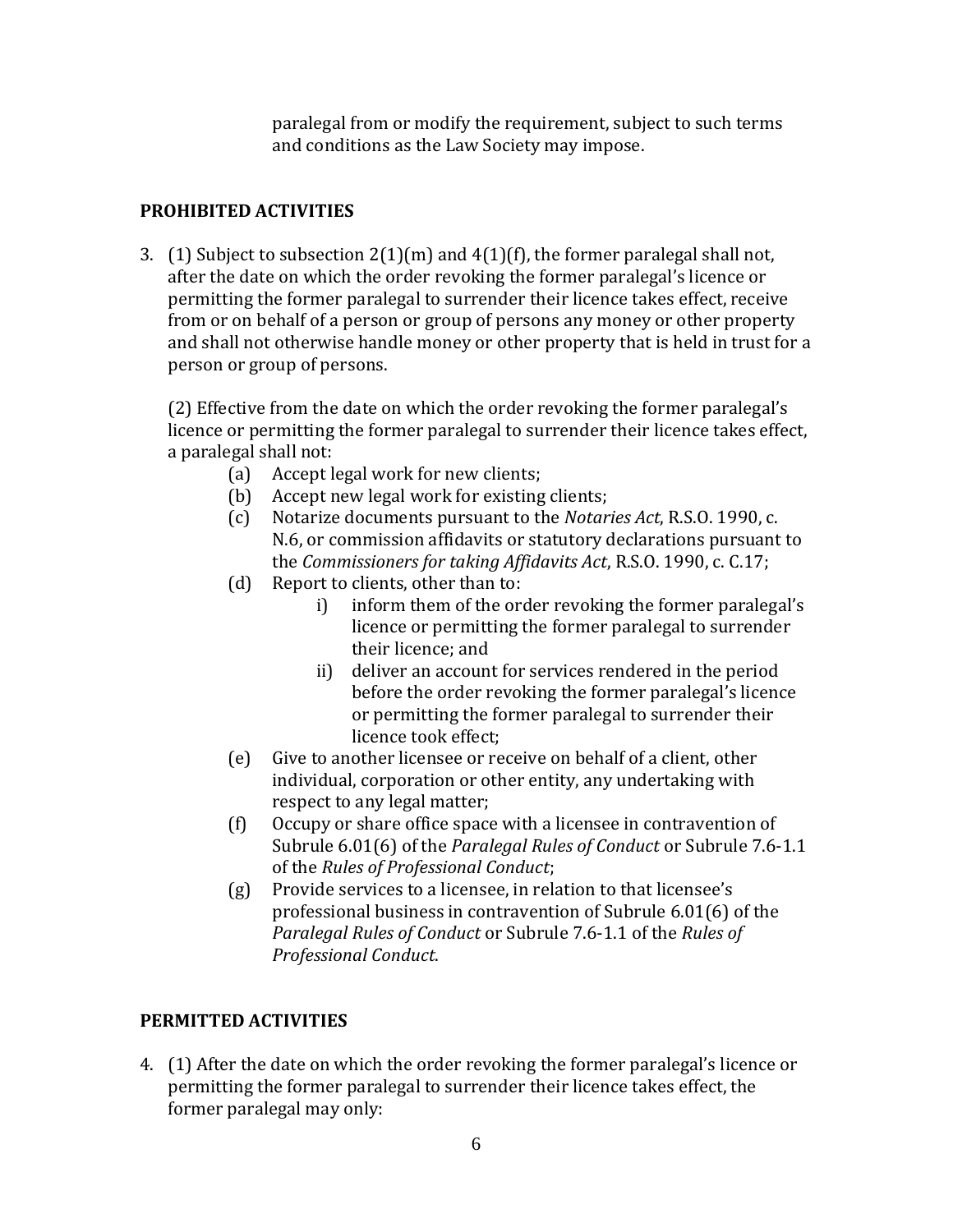paralegal from or modify the requirement, subject to such terms and conditions as the Law Society may impose.

## PROHIBITED ACTIVITIES

3. (1) Subject to subsection 2(1)(m) and 4(1)(f), the former paralegal shall not, after the date on which the order revoking the former paralegal's licence or permitting the former paralegal to surrender their licence takes effect, receive from or on behalf of a person or group of persons any money or other property and shall not otherwise handle money or other property that is held in trust for a person or group of persons.

   (2) Effective from the date on which the order revoking the former paralegal's licence or permitting the former paralegal to surrender their licence takes effect, a paralegal shall not:

   (a) Accept legal work for new clients;

   (b) Accept new legal work for existing clients;

   (c) Notarize documents pursuant to the *Notaries Act*, R.S.O. 1990, c. N.6, or commission affidavits or statutory declarations pursuant to the *Commissioners for taking Affidavits Act*, R.S.O. 1990, c. C.17;

   (d) Report to clients, other than to:

      i) inform them of the order revoking the former paralegal's licence or permitting the former paralegal to surrender their licence; and

      ii) deliver an account for services rendered in the period before the order revoking the former paralegal's licence or permitting the former paralegal to surrender their licence took effect;

   (e) Give to another licensee or receive on behalf of a client, other individual, corporation or other entity, any undertaking with respect to any legal matter;

   (f) Occupy or share office space with a licensee in contravention of Subrule 6.01(6) of the *Paralegal Rules of Conduct* or Subrule 7.6-1.1 of the *Rules of Professional Conduct*;

   (g) Provide services to a licensee, in relation to that licensee's professional business in contravention of Subrule 6.01(6) of the *Paralegal Rules of Conduct* or Subrule 7.6-1.1 of the *Rules of Professional Conduct*.

## PERMITTED ACTIVITIES

4. (1) After the date on which the order revoking the former paralegal's licence or permitting the former paralegal to surrender their licence takes effect, the former paralegal may only: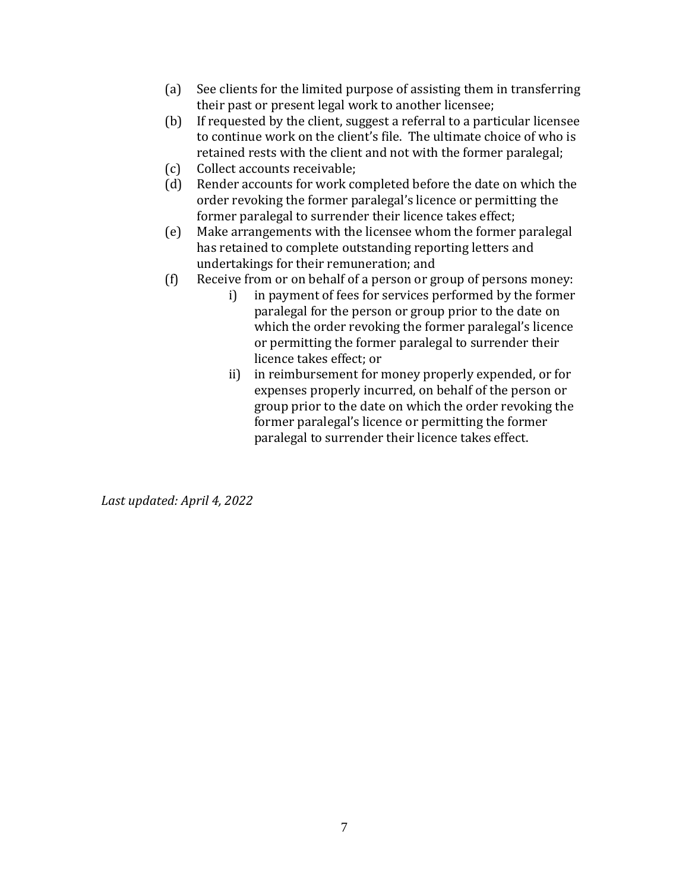(a) See clients for the limited purpose of assisting them in transferring their past or present legal work to another licensee;

(b) If requested by the client, suggest a referral to a particular licensee to continue work on the client's file. The ultimate choice of who is retained rests with the client and not with the former paralegal;

(c) Collect accounts receivable;

(d) Render accounts for work completed before the date on which the order revoking the former paralegal's licence or permitting the former paralegal to surrender their licence takes effect;

(e) Make arrangements with the licensee whom the former paralegal has retained to complete outstanding reporting letters and undertakings for their remuneration; and

(f) Receive from or on behalf of a person or group of persons money:

    i) in payment of fees for services performed by the former paralegal for the person or group prior to the date on which the order revoking the former paralegal's licence or permitting the former paralegal to surrender their licence takes effect; or

    ii) in reimbursement for money properly expended, or for expenses properly incurred, on behalf of the person or group prior to the date on which the order revoking the former paralegal's licence or permitting the former paralegal to surrender their licence takes effect.

*Last updated: April 4, 2022*